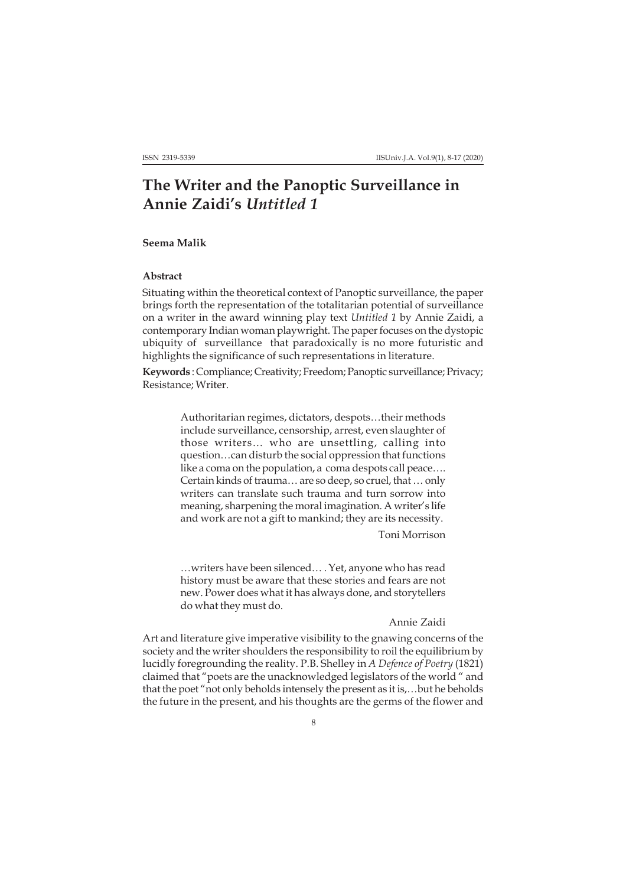# The Writer and the Panoptic Surveillance in Annie Zaidi's *Untitled 1*

**Seema Malik**

### Abstract

Situating within the theoretical context of Panoptic surveillance, the paper brings forth the representation of the totalitarian potential of surveillance on a writer in the award winning play text *Untitled 1* by Annie Zaidi, a contemporary Indian woman playwright. The paper focuses on the dystopic ubiquity of surveillance that paradoxically is no more futuristic and highlights the significance of such representations in literature.

**Keywords** : Compliance; Creativity; Freedom; Panoptic surveillance; Privacy; Resistance; Writer.

> Authoritarian regimes, dictators, despots…their methods include surveillance, censorship, arrest, even slaughter of those writers… who are unsettling, calling into question…can disturb the social oppression that functions like a coma on the population, a coma despots call peace…. Certain kinds of trauma… are so deep, so cruel, that … only writers can translate such trauma and turn sorrow into meaning, sharpening the moral imagination. A writer's life and work are not a gift to mankind; they are its necessity.
>
> Toni Morrison

> …writers have been silenced… . Yet, anyone who has read history must be aware that these stories and fears are not new. Power does what it has always done, and storytellers do what they must do.
>
> Annie Zaidi

Art and literature give imperative visibility to the gnawing concerns of the society and the writer shoulders the responsibility to roil the equilibrium by lucidly foregrounding the reality. P.B. Shelley in *A Defence of Poetry* (1821) claimed that "poets are the unacknowledged legislators of the world " and that the poet "not only beholds intensely the present as it is,…but he beholds the future in the present, and his thoughts are the germs of the flower and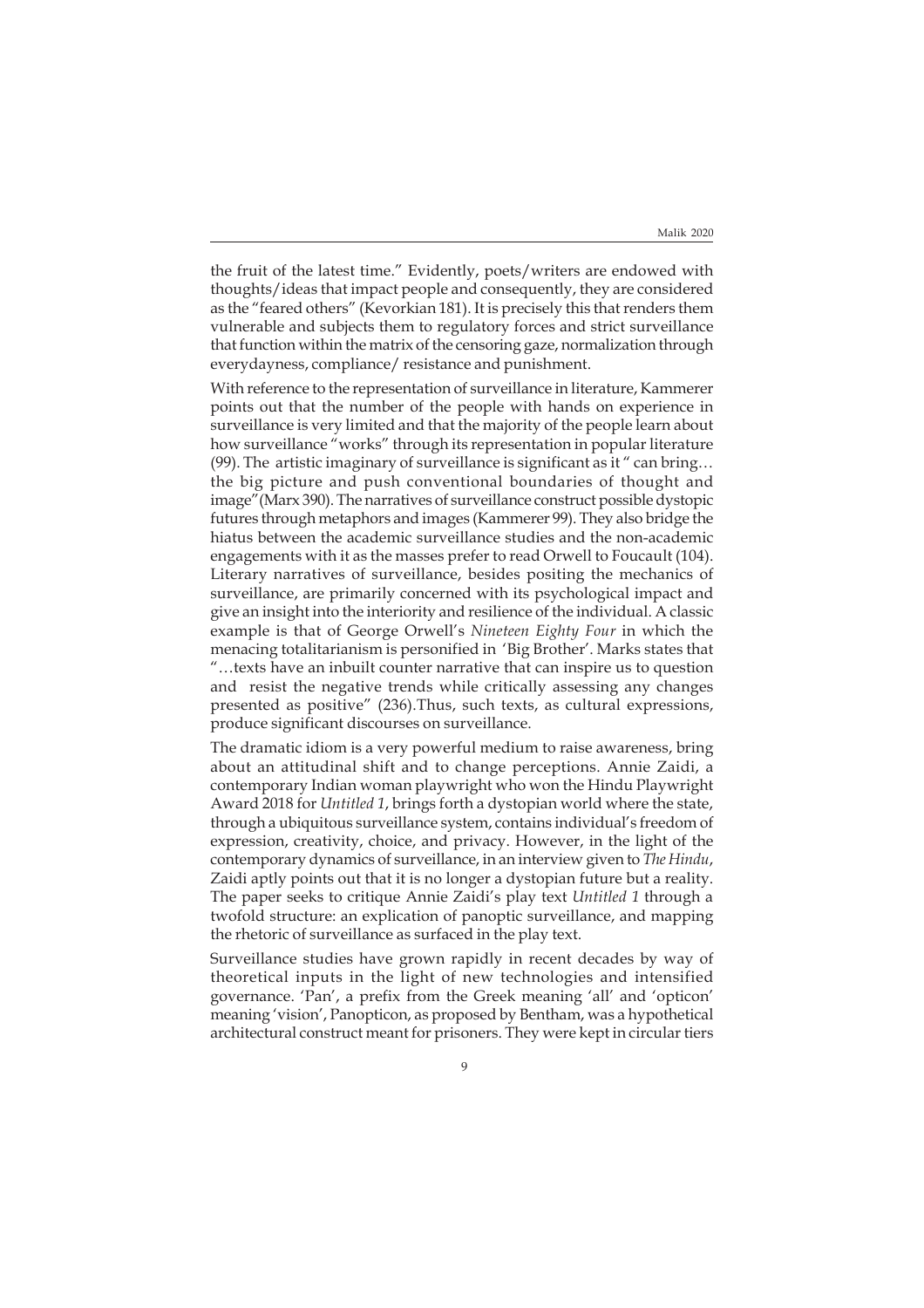the fruit of the latest time." Evidently, poets/writers are endowed with thoughts/ideas that impact people and consequently, they are considered as the "feared others" (Kevorkian 181). It is precisely this that renders them vulnerable and subjects them to regulatory forces and strict surveillance that function within the matrix of the censoring gaze, normalization through everydayness, compliance/ resistance and punishment.

With reference to the representation of surveillance in literature, Kammerer points out that the number of the people with hands on experience in surveillance is very limited and that the majority of the people learn about how surveillance "works" through its representation in popular literature (99). The artistic imaginary of surveillance is significant as it " can bring… the big picture and push conventional boundaries of thought and image"(Marx 390). The narratives of surveillance construct possible dystopic futures through metaphors and images (Kammerer 99). They also bridge the hiatus between the academic surveillance studies and the non-academic engagements with it as the masses prefer to read Orwell to Foucault (104). Literary narratives of surveillance, besides positing the mechanics of surveillance, are primarily concerned with its psychological impact and give an insight into the interiority and resilience of the individual. A classic example is that of George Orwell's *Nineteen Eighty Four* in which the menacing totalitarianism is personified in 'Big Brother'. Marks states that "…texts have an inbuilt counter narrative that can inspire us to question and resist the negative trends while critically assessing any changes presented as positive" (236).Thus, such texts, as cultural expressions, produce significant discourses on surveillance.

The dramatic idiom is a very powerful medium to raise awareness, bring about an attitudinal shift and to change perceptions. Annie Zaidi, a contemporary Indian woman playwright who won the Hindu Playwright Award 2018 for *Untitled 1*, brings forth a dystopian world where the state, through a ubiquitous surveillance system, contains individual's freedom of expression, creativity, choice, and privacy. However, in the light of the contemporary dynamics of surveillance, in an interview given to *The Hindu*, Zaidi aptly points out that it is no longer a dystopian future but a reality. The paper seeks to critique Annie Zaidi's play text *Untitled 1* through a twofold structure: an explication of panoptic surveillance, and mapping the rhetoric of surveillance as surfaced in the play text.

Surveillance studies have grown rapidly in recent decades by way of theoretical inputs in the light of new technologies and intensified governance. 'Pan', a prefix from the Greek meaning 'all' and 'opticon' meaning 'vision', Panopticon, as proposed by Bentham, was a hypothetical architectural construct meant for prisoners. They were kept in circular tiers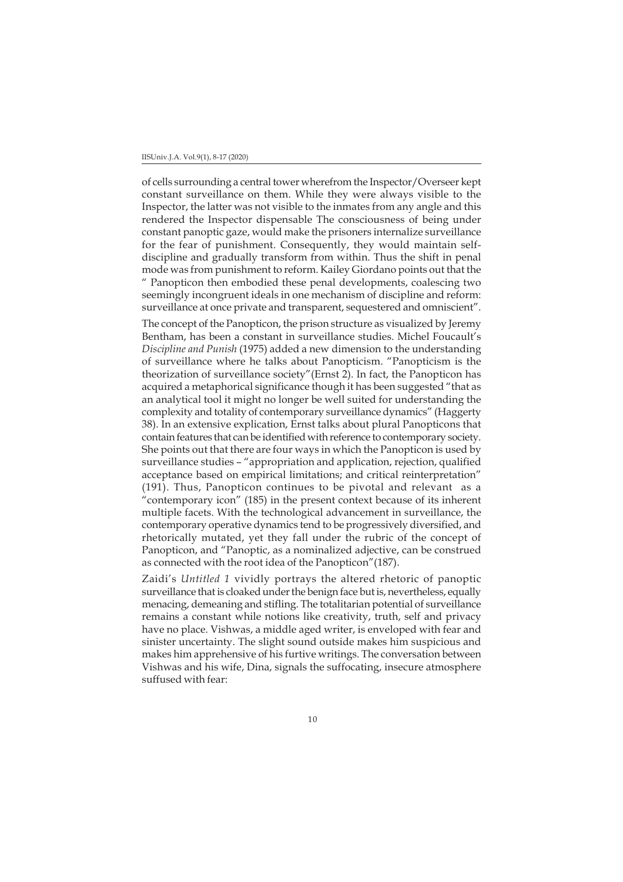of cells surrounding a central tower wherefrom the Inspector/Overseer kept constant surveillance on them. While they were always visible to the Inspector, the latter was not visible to the inmates from any angle and this rendered the Inspector dispensable The consciousness of being under constant panoptic gaze, would make the prisoners internalize surveillance for the fear of punishment. Consequently, they would maintain self-discipline and gradually transform from within. Thus the shift in penal mode was from punishment to reform. Kailey Giordano points out that the " Panopticon then embodied these penal developments, coalescing two seemingly incongruent ideals in one mechanism of discipline and reform: surveillance at once private and transparent, sequestered and omniscient".

The concept of the Panopticon, the prison structure as visualized by Jeremy Bentham, has been a constant in surveillance studies. Michel Foucault's *Discipline and Punish* (1975) added a new dimension to the understanding of surveillance where he talks about Panopticism. "Panopticism is the theorization of surveillance society"(Ernst 2). In fact, the Panopticon has acquired a metaphorical significance though it has been suggested "that as an analytical tool it might no longer be well suited for understanding the complexity and totality of contemporary surveillance dynamics" (Haggerty 38). In an extensive explication, Ernst talks about plural Panopticons that contain features that can be identified with reference to contemporary society. She points out that there are four ways in which the Panopticon is used by surveillance studies – "appropriation and application, rejection, qualified acceptance based on empirical limitations; and critical reinterpretation" (191). Thus, Panopticon continues to be pivotal and relevant as a "contemporary icon" (185) in the present context because of its inherent multiple facets. With the technological advancement in surveillance, the contemporary operative dynamics tend to be progressively diversified, and rhetorically mutated, yet they fall under the rubric of the concept of Panopticon, and "Panoptic, as a nominalized adjective, can be construed as connected with the root idea of the Panopticon"(187).

Zaidi's *Untitled 1* vividly portrays the altered rhetoric of panoptic surveillance that is cloaked under the benign face but is, nevertheless, equally menacing, demeaning and stifling. The totalitarian potential of surveillance remains a constant while notions like creativity, truth, self and privacy have no place. Vishwas, a middle aged writer, is enveloped with fear and sinister uncertainty. The slight sound outside makes him suspicious and makes him apprehensive of his furtive writings. The conversation between Vishwas and his wife, Dina, signals the suffocating, insecure atmosphere suffused with fear: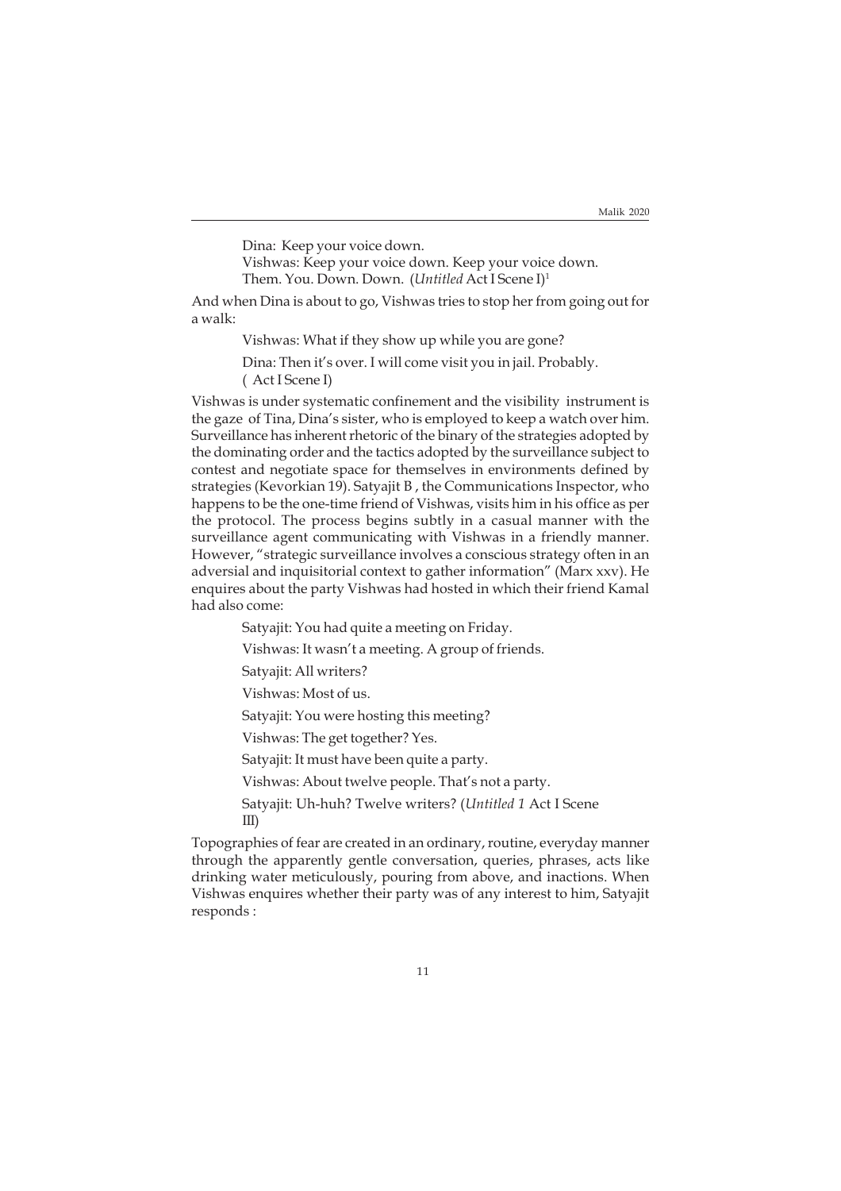> Dina: Keep your voice down.
> Vishwas: Keep your voice down. Keep your voice down. Them. You. Down. Down. (*Untitled* Act I Scene I)[1]

And when Dina is about to go, Vishwas tries to stop her from going out for a walk:

> Vishwas: What if they show up while you are gone?
>
> Dina: Then it's over. I will come visit you in jail. Probably. ( Act I Scene I)

Vishwas is under systematic confinement and the visibility instrument is the gaze of Tina, Dina's sister, who is employed to keep a watch over him. Surveillance has inherent rhetoric of the binary of the strategies adopted by the dominating order and the tactics adopted by the surveillance subject to contest and negotiate space for themselves in environments defined by strategies (Kevorkian 19). Satyajit B , the Communications Inspector, who happens to be the one-time friend of Vishwas, visits him in his office as per the protocol. The process begins subtly in a casual manner with the surveillance agent communicating with Vishwas in a friendly manner. However, "strategic surveillance involves a conscious strategy often in an adversial and inquisitorial context to gather information" (Marx xxv). He enquires about the party Vishwas had hosted in which their friend Kamal had also come:

> Satyajit: You had quite a meeting on Friday.
>
> Vishwas: It wasn't a meeting. A group of friends.
>
> Satyajit: All writers?
>
> Vishwas: Most of us.
>
> Satyajit: You were hosting this meeting?
>
> Vishwas: The get together? Yes.
>
> Satyajit: It must have been quite a party.
>
> Vishwas: About twelve people. That's not a party.
>
> Satyajit: Uh-huh? Twelve writers? (*Untitled 1* Act I Scene III)

Topographies of fear are created in an ordinary, routine, everyday manner through the apparently gentle conversation, queries, phrases, acts like drinking water meticulously, pouring from above, and inactions. When Vishwas enquires whether their party was of any interest to him, Satyajit responds :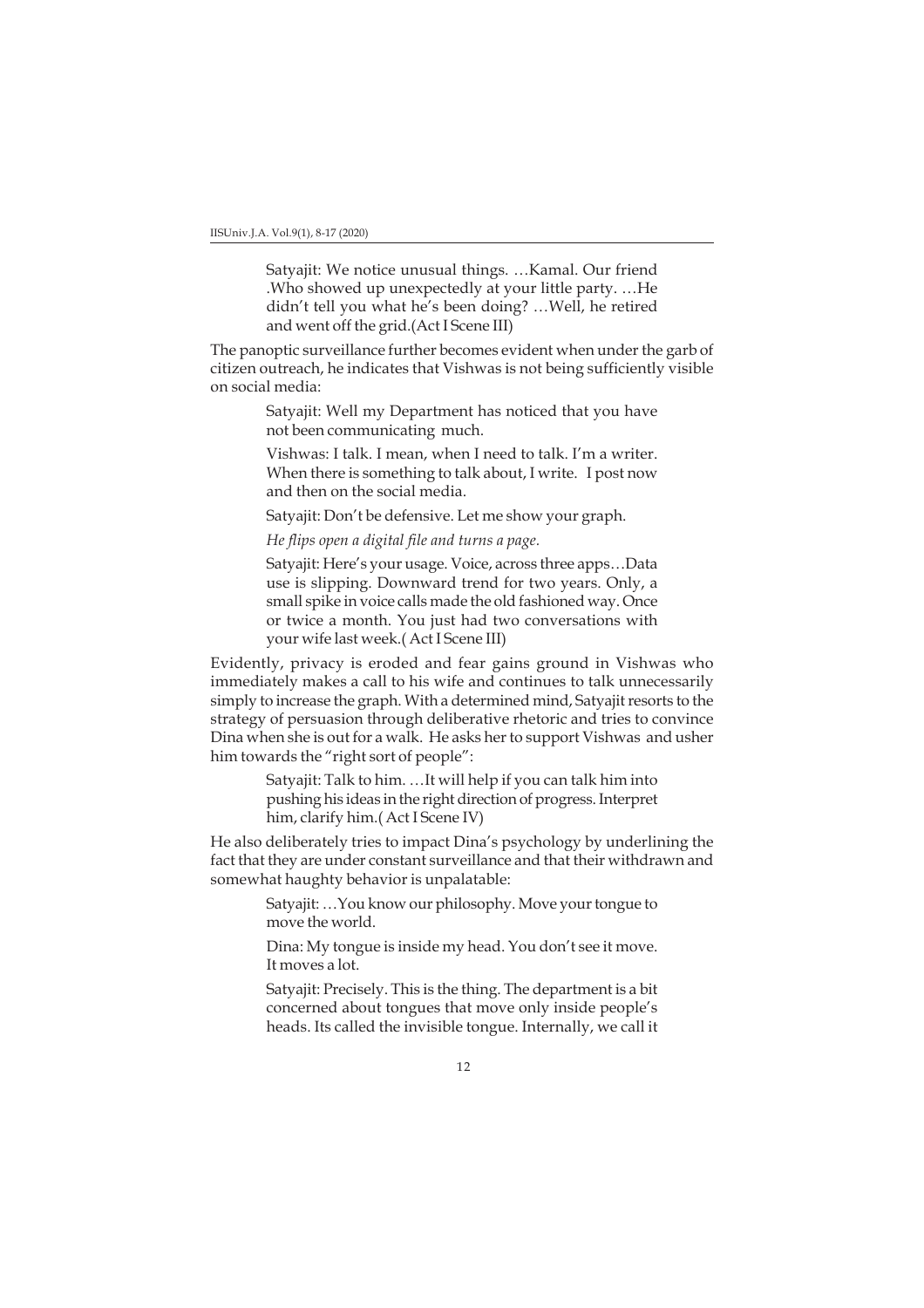> Satyajit: We notice unusual things. …Kamal. Our friend .Who showed up unexpectedly at your little party. …He didn't tell you what he's been doing? …Well, he retired and went off the grid.(Act I Scene III)

The panoptic surveillance further becomes evident when under the garb of citizen outreach, he indicates that Vishwas is not being sufficiently visible on social media:

> Satyajit: Well my Department has noticed that you have not been communicating much.
>
> Vishwas: I talk. I mean, when I need to talk. I'm a writer. When there is something to talk about, I write. I post now and then on the social media.
>
> Satyajit: Don't be defensive. Let me show your graph.
>
> *He flips open a digital file and turns a page.*
>
> Satyajit: Here's your usage. Voice, across three apps…Data use is slipping. Downward trend for two years. Only, a small spike in voice calls made the old fashioned way. Once or twice a month. You just had two conversations with your wife last week.( Act I Scene III)

Evidently, privacy is eroded and fear gains ground in Vishwas who immediately makes a call to his wife and continues to talk unnecessarily simply to increase the graph. With a determined mind, Satyajit resorts to the strategy of persuasion through deliberative rhetoric and tries to convince Dina when she is out for a walk. He asks her to support Vishwas and usher him towards the "right sort of people":

> Satyajit: Talk to him. …It will help if you can talk him into pushing his ideas in the right direction of progress. Interpret him, clarify him.( Act I Scene IV)

He also deliberately tries to impact Dina's psychology by underlining the fact that they are under constant surveillance and that their withdrawn and somewhat haughty behavior is unpalatable:

> Satyajit: …You know our philosophy. Move your tongue to move the world.
>
> Dina: My tongue is inside my head. You don't see it move. It moves a lot.
>
> Satyajit: Precisely. This is the thing. The department is a bit concerned about tongues that move only inside people's heads. Its called the invisible tongue. Internally, we call it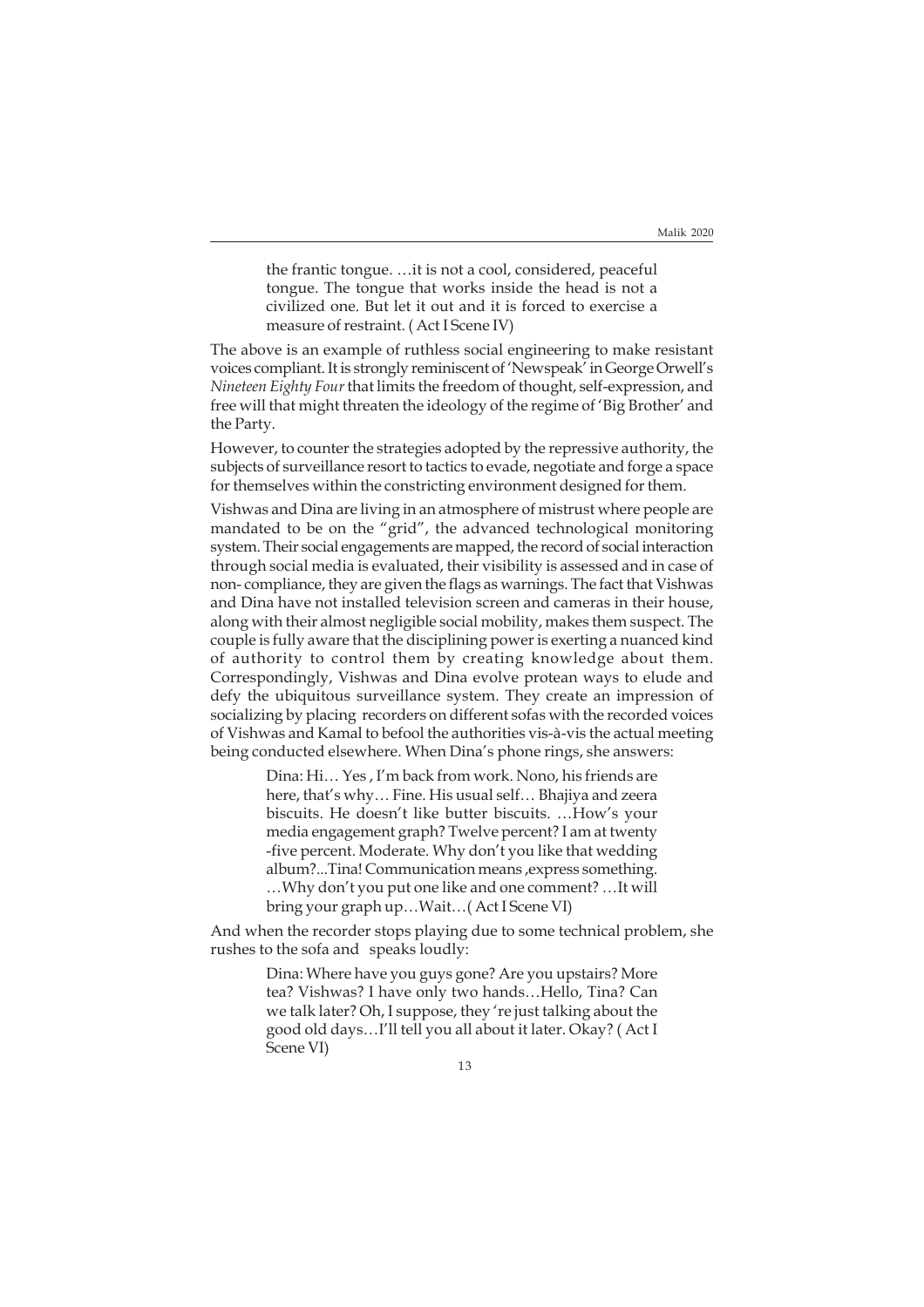> the frantic tongue. …it is not a cool, considered, peaceful tongue. The tongue that works inside the head is not a civilized one. But let it out and it is forced to exercise a measure of restraint. ( Act I Scene IV)

The above is an example of ruthless social engineering to make resistant voices compliant. It is strongly reminiscent of 'Newspeak' in George Orwell's *Nineteen Eighty Four* that limits the freedom of thought, self-expression, and free will that might threaten the ideology of the regime of 'Big Brother' and the Party.

However, to counter the strategies adopted by the repressive authority, the subjects of surveillance resort to tactics to evade, negotiate and forge a space for themselves within the constricting environment designed for them.

Vishwas and Dina are living in an atmosphere of mistrust where people are mandated to be on the "grid", the advanced technological monitoring system. Their social engagements are mapped, the record of social interaction through social media is evaluated, their visibility is assessed and in case of non- compliance, they are given the flags as warnings. The fact that Vishwas and Dina have not installed television screen and cameras in their house, along with their almost negligible social mobility, makes them suspect. The couple is fully aware that the disciplining power is exerting a nuanced kind of authority to control them by creating knowledge about them. Correspondingly, Vishwas and Dina evolve protean ways to elude and defy the ubiquitous surveillance system. They create an impression of socializing by placing recorders on different sofas with the recorded voices of Vishwas and Kamal to befool the authorities vis-à-vis the actual meeting being conducted elsewhere. When Dina's phone rings, she answers:

> Dina: Hi… Yes , I'm back from work. Nono, his friends are here, that's why… Fine. His usual self… Bhajiya and zeera biscuits. He doesn't like butter biscuits. …How's your media engagement graph? Twelve percent? I am at twenty -five percent. Moderate. Why don't you like that wedding album?...Tina! Communication means ,express something. …Why don't you put one like and one comment? …It will bring your graph up…Wait…( Act I Scene VI)

And when the recorder stops playing due to some technical problem, she rushes to the sofa and speaks loudly:

> Dina: Where have you guys gone? Are you upstairs? More tea? Vishwas? I have only two hands…Hello, Tina? Can we talk later? Oh, I suppose, they 're just talking about the good old days…I'll tell you all about it later. Okay? ( Act I Scene VI)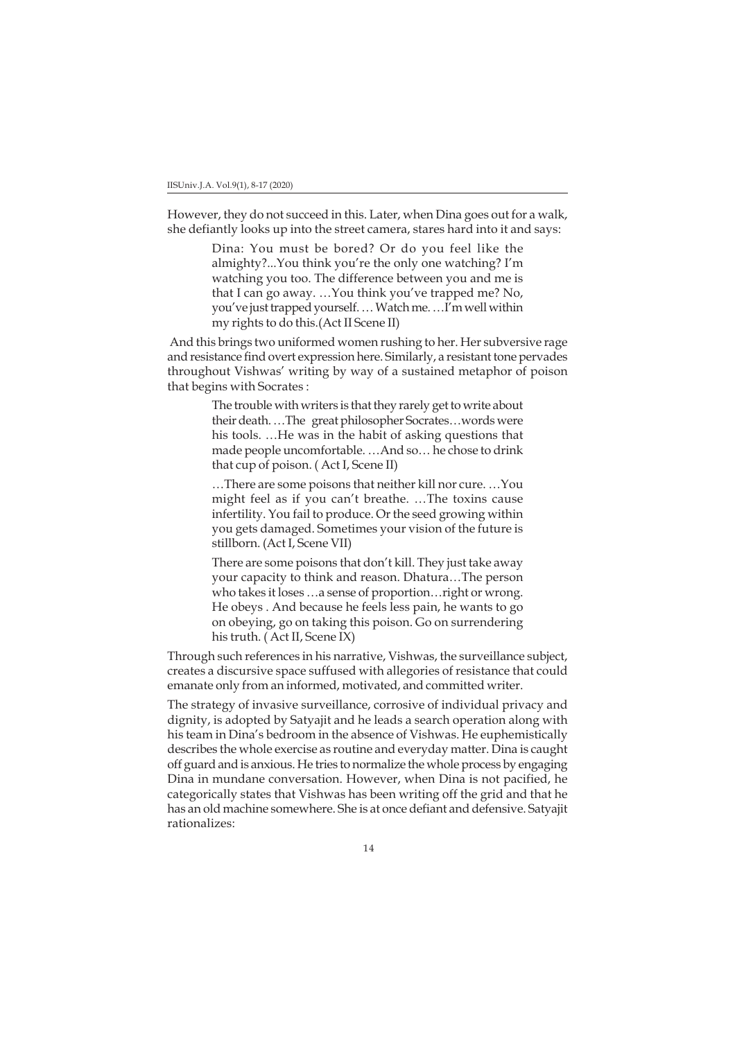However, they do not succeed in this. Later, when Dina goes out for a walk, she defiantly looks up into the street camera, stares hard into it and says:

> Dina: You must be bored? Or do you feel like the almighty?...You think you're the only one watching? I'm watching you too. The difference between you and me is that I can go away. …You think you've trapped me? No, you've just trapped yourself. … Watch me. …I'm well within my rights to do this.(Act II Scene II)

And this brings two uniformed women rushing to her. Her subversive rage and resistance find overt expression here. Similarly, a resistant tone pervades throughout Vishwas' writing by way of a sustained metaphor of poison that begins with Socrates :

> The trouble with writers is that they rarely get to write about their death. …The great philosopher Socrates…words were his tools. …He was in the habit of asking questions that made people uncomfortable. …And so… he chose to drink that cup of poison. ( Act I, Scene II)
>
> …There are some poisons that neither kill nor cure. …You might feel as if you can't breathe. …The toxins cause infertility. You fail to produce. Or the seed growing within you gets damaged. Sometimes your vision of the future is stillborn. (Act I, Scene VII)
>
> There are some poisons that don't kill. They just take away your capacity to think and reason. Dhatura…The person who takes it loses …a sense of proportion…right or wrong. He obeys . And because he feels less pain, he wants to go on obeying, go on taking this poison. Go on surrendering his truth. ( Act II, Scene IX)

Through such references in his narrative, Vishwas, the surveillance subject, creates a discursive space suffused with allegories of resistance that could emanate only from an informed, motivated, and committed writer.

The strategy of invasive surveillance, corrosive of individual privacy and dignity, is adopted by Satyajit and he leads a search operation along with his team in Dina's bedroom in the absence of Vishwas. He euphemistically describes the whole exercise as routine and everyday matter. Dina is caught off guard and is anxious. He tries to normalize the whole process by engaging Dina in mundane conversation. However, when Dina is not pacified, he categorically states that Vishwas has been writing off the grid and that he has an old machine somewhere. She is at once defiant and defensive. Satyajit rationalizes: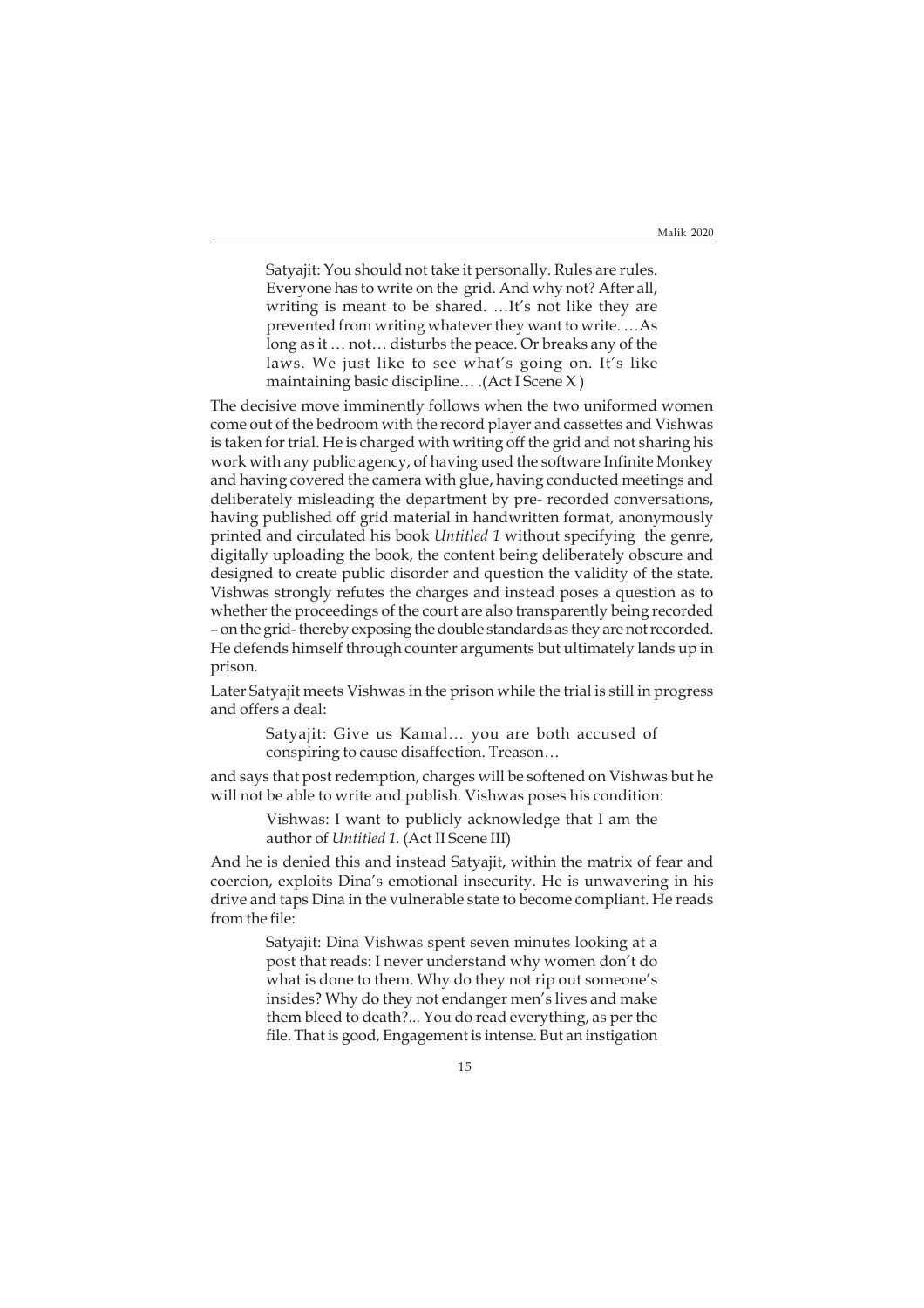> Satyajit: You should not take it personally. Rules are rules. Everyone has to write on the grid. And why not? After all, writing is meant to be shared. …It's not like they are prevented from writing whatever they want to write. …As long as it … not… disturbs the peace. Or breaks any of the laws. We just like to see what's going on. It's like maintaining basic discipline… .(Act I Scene X )

The decisive move imminently follows when the two uniformed women come out of the bedroom with the record player and cassettes and Vishwas is taken for trial. He is charged with writing off the grid and not sharing his work with any public agency, of having used the software Infinite Monkey and having covered the camera with glue, having conducted meetings and deliberately misleading the department by pre- recorded conversations, having published off grid material in handwritten format, anonymously printed and circulated his book *Untitled 1* without specifying the genre, digitally uploading the book, the content being deliberately obscure and designed to create public disorder and question the validity of the state. Vishwas strongly refutes the charges and instead poses a question as to whether the proceedings of the court are also transparently being recorded – on the grid- thereby exposing the double standards as they are not recorded. He defends himself through counter arguments but ultimately lands up in prison.

Later Satyajit meets Vishwas in the prison while the trial is still in progress and offers a deal:

> Satyajit: Give us Kamal… you are both accused of conspiring to cause disaffection. Treason…

and says that post redemption, charges will be softened on Vishwas but he will not be able to write and publish. Vishwas poses his condition:

> Vishwas: I want to publicly acknowledge that I am the author of *Untitled 1.* (Act II Scene III)

And he is denied this and instead Satyajit, within the matrix of fear and coercion, exploits Dina's emotional insecurity. He is unwavering in his drive and taps Dina in the vulnerable state to become compliant. He reads from the file:

> Satyajit: Dina Vishwas spent seven minutes looking at a post that reads: I never understand why women don't do what is done to them. Why do they not rip out someone's insides? Why do they not endanger men's lives and make them bleed to death?... You do read everything, as per the file. That is good, Engagement is intense. But an instigation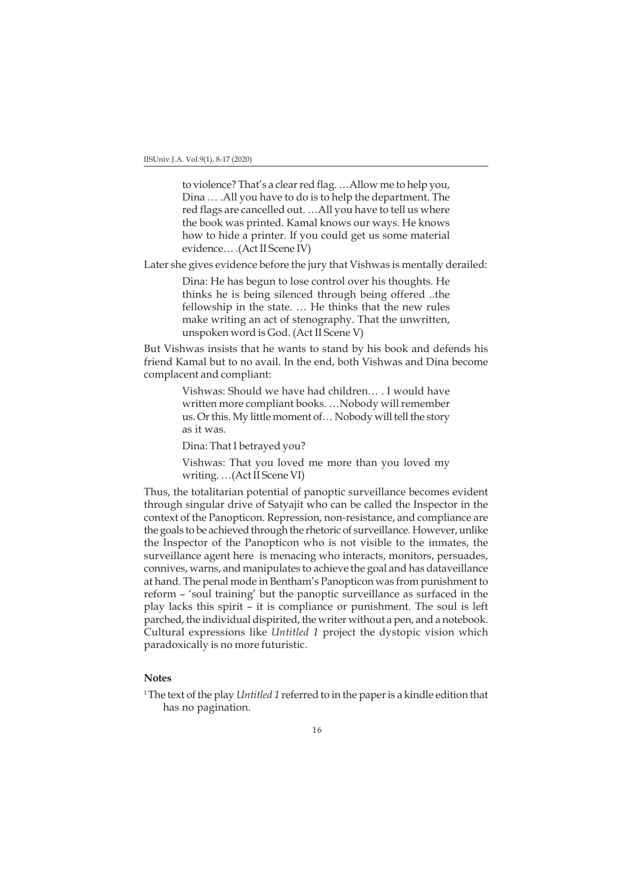> to violence? That's a clear red flag. …Allow me to help you, Dina … .All you have to do is to help the department. The red flags are cancelled out. …All you have to tell us where the book was printed. Kamal knows our ways. He knows how to hide a printer. If you could get us some material evidence… .(Act II Scene IV)

Later she gives evidence before the jury that Vishwas is mentally derailed:

> Dina: He has begun to lose control over his thoughts. He thinks he is being silenced through being offered ..the fellowship in the state. … He thinks that the new rules make writing an act of stenography. That the unwritten, unspoken word is God. (Act II Scene V)

But Vishwas insists that he wants to stand by his book and defends his friend Kamal but to no avail. In the end, both Vishwas and Dina become complacent and compliant:

> Vishwas: Should we have had children… . I would have written more compliant books. …Nobody will remember us. Or this. My little moment of… Nobody will tell the story as it was.
>
> Dina: That I betrayed you?
>
> Vishwas: That you loved me more than you loved my writing. …(Act II Scene VI)

Thus, the totalitarian potential of panoptic surveillance becomes evident through singular drive of Satyajit who can be called the Inspector in the context of the Panopticon. Repression, non-resistance, and compliance are the goals to be achieved through the rhetoric of surveillance. However, unlike the Inspector of the Panopticon who is not visible to the inmates, the surveillance agent here is menacing who interacts, monitors, persuades, connives, warns, and manipulates to achieve the goal and has dataveillance at hand. The penal mode in Bentham's Panopticon was from punishment to reform – 'soul training' but the panoptic surveillance as surfaced in the play lacks this spirit – it is compliance or punishment. The soul is left parched, the individual dispirited, the writer without a pen, and a notebook. Cultural expressions like *Untitled 1* project the dystopic vision which paradoxically is no more futuristic.

## Notes

[1] The text of the play *Untitled 1* referred to in the paper is a kindle edition that has no pagination.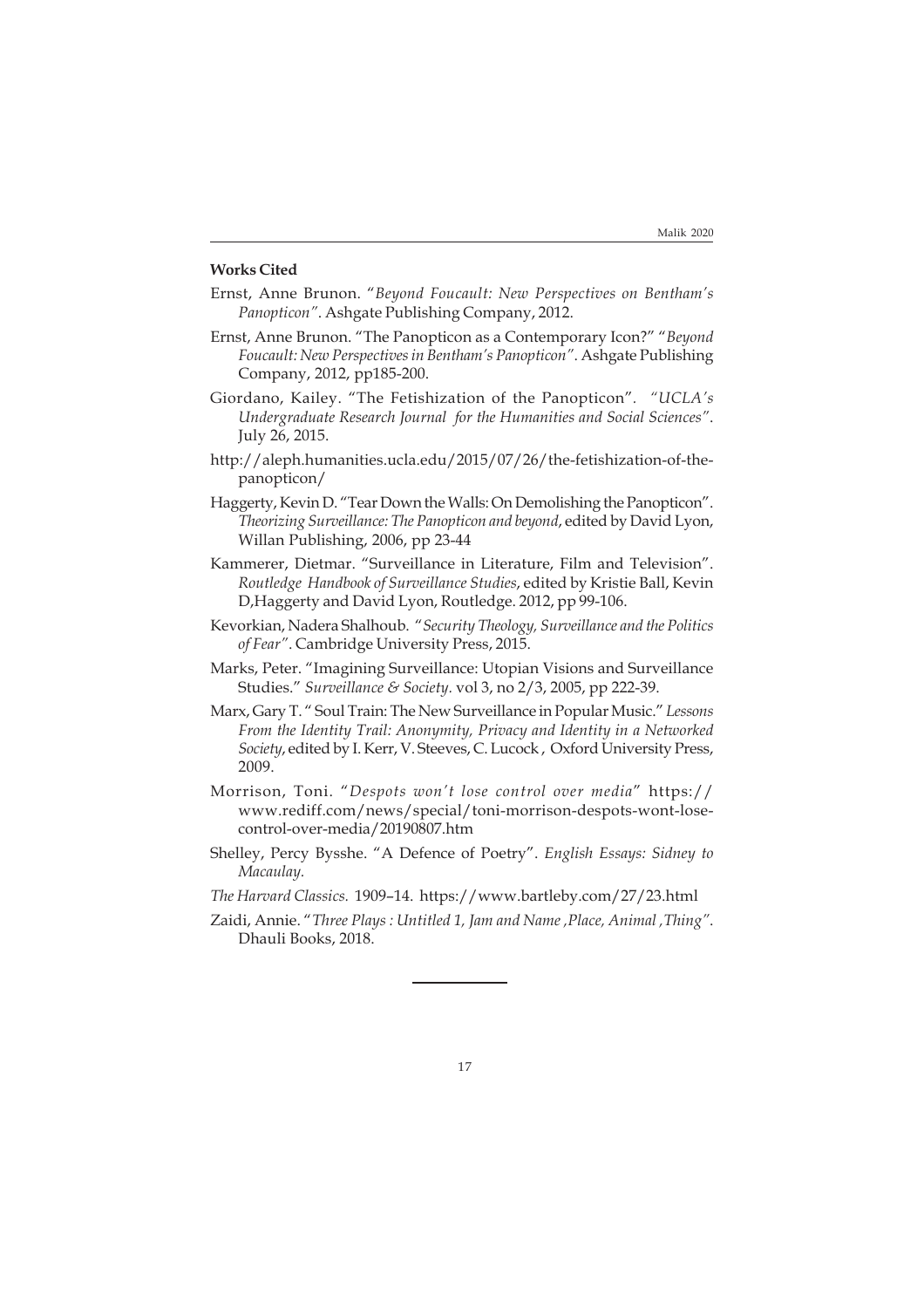**Works Cited**

Ernst, Anne Brunon. "*Beyond Foucault: New Perspectives on Bentham's Panopticon"*. Ashgate Publishing Company, 2012.

Ernst, Anne Brunon. "The Panopticon as a Contemporary Icon?" "*Beyond Foucault: New Perspectives in Bentham's Panopticon"*. Ashgate Publishing Company, 2012, pp185-200.

Giordano, Kailey. "The Fetishization of the Panopticon". *"UCLA's Undergraduate Research Journal for the Humanities and Social Sciences"*. July 26, 2015.

http://aleph.humanities.ucla.edu/2015/07/26/the-fetishization-of-the-panopticon/

Haggerty, Kevin D. "Tear Down the Walls: On Demolishing the Panopticon". *Theorizing Surveillance: The Panopticon and beyond*, edited by David Lyon, Willan Publishing, 2006, pp 23-44

Kammerer, Dietmar. "Surveillance in Literature, Film and Television". *Routledge Handbook of Surveillance Studies*, edited by Kristie Ball, Kevin D,Haggerty and David Lyon, Routledge. 2012, pp 99-106.

Kevorkian, Nadera Shalhoub. "*Security Theology, Surveillance and the Politics of Fear"*. Cambridge University Press, 2015.

Marks, Peter. "Imagining Surveillance: Utopian Visions and Surveillance Studies." *Surveillance & Society*. vol 3, no 2/3, 2005, pp 222-39.

Marx, Gary T. " Soul Train: The New Surveillance in Popular Music." *Lessons From the Identity Trail: Anonymity, Privacy and Identity in a Networked Society*, edited by I. Kerr, V. Steeves, C. Lucock , Oxford University Press, 2009.

Morrison, Toni. "*Despots won't lose control over media*" https://www.rediff.com/news/special/toni-morrison-despots-wont-lose-control-over-media/20190807.htm

Shelley, Percy Bysshe. "A Defence of Poetry". *English Essays: Sidney to Macaulay.*

*The Harvard Classics.* 1909–14. https://www.bartleby.com/27/23.html

Zaidi, Annie. "*Three Plays : Untitled 1, Jam and Name ,Place, Animal ,Thing"*. Dhauli Books, 2018.